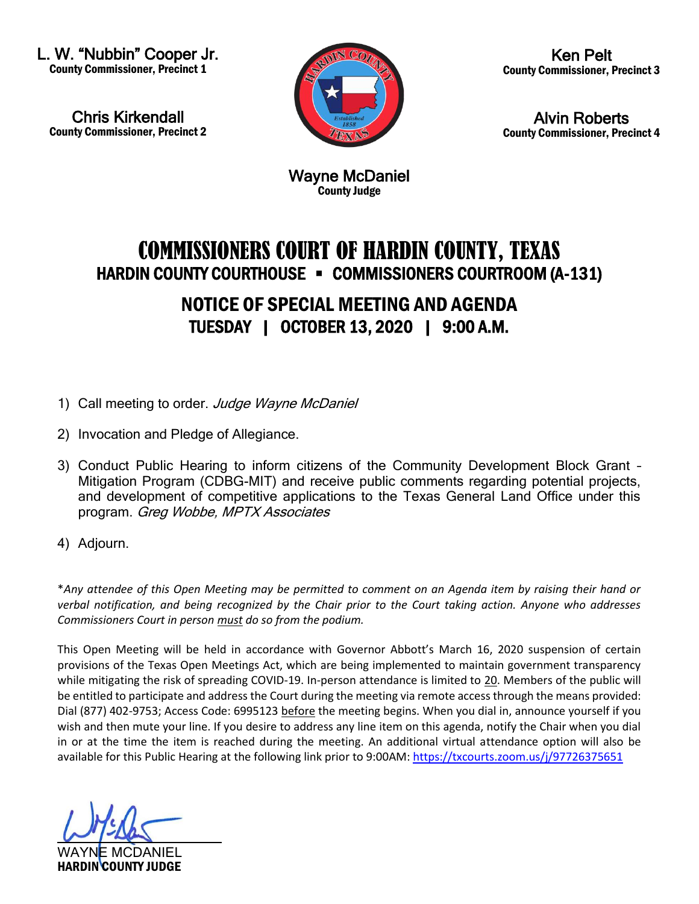L. W. "Nubbin" Cooper Jr.
**County Commissioner, Precinct 1**

Chris Kirkendall
**County Commissioner, Precinct 2**

Ken Pelt
**County Commissioner, Precinct 3**

Alvin Roberts
**County Commissioner, Precinct 4**

Wayne McDaniel
**County Judge**

# COMMISSIONERS COURT OF HARDIN COUNTY, TEXAS

## HARDIN COUNTY COURTHOUSE ▪ COMMISSIONERS COURTROOM (A-131)

## NOTICE OF SPECIAL MEETING AND AGENDA

## TUESDAY | OCTOBER 13, 2020 | 9:00 A.M.

1) Call meeting to order. *Judge Wayne McDaniel*

2) Invocation and Pledge of Allegiance.

3) Conduct Public Hearing to inform citizens of the Community Development Block Grant – Mitigation Program (CDBG-MIT) and receive public comments regarding potential projects, and development of competitive applications to the Texas General Land Office under this program. *Greg Wobbe, MPTX Associates*

4) Adjourn.

\**Any attendee of this Open Meeting may be permitted to comment on an Agenda item by raising their hand or verbal notification, and being recognized by the Chair prior to the Court taking action. Anyone who addresses Commissioners Court in person must do so from the podium.*

This Open Meeting will be held in accordance with Governor Abbott's March 16, 2020 suspension of certain provisions of the Texas Open Meetings Act, which are being implemented to maintain government transparency while mitigating the risk of spreading COVID-19. In-person attendance is limited to 20. Members of the public will be entitled to participate and address the Court during the meeting via remote access through the means provided: Dial (877) 402-9753; Access Code: 6995123 before the meeting begins. When you dial in, announce yourself if you wish and then mute your line. If you desire to address any line item on this agenda, notify the Chair when you dial in or at the time the item is reached during the meeting. An additional virtual attendance option will also be available for this Public Hearing at the following link prior to 9:00AM: https://txcourts.zoom.us/j/97726375651

WAYNE MCDANIEL
**HARDIN COUNTY JUDGE**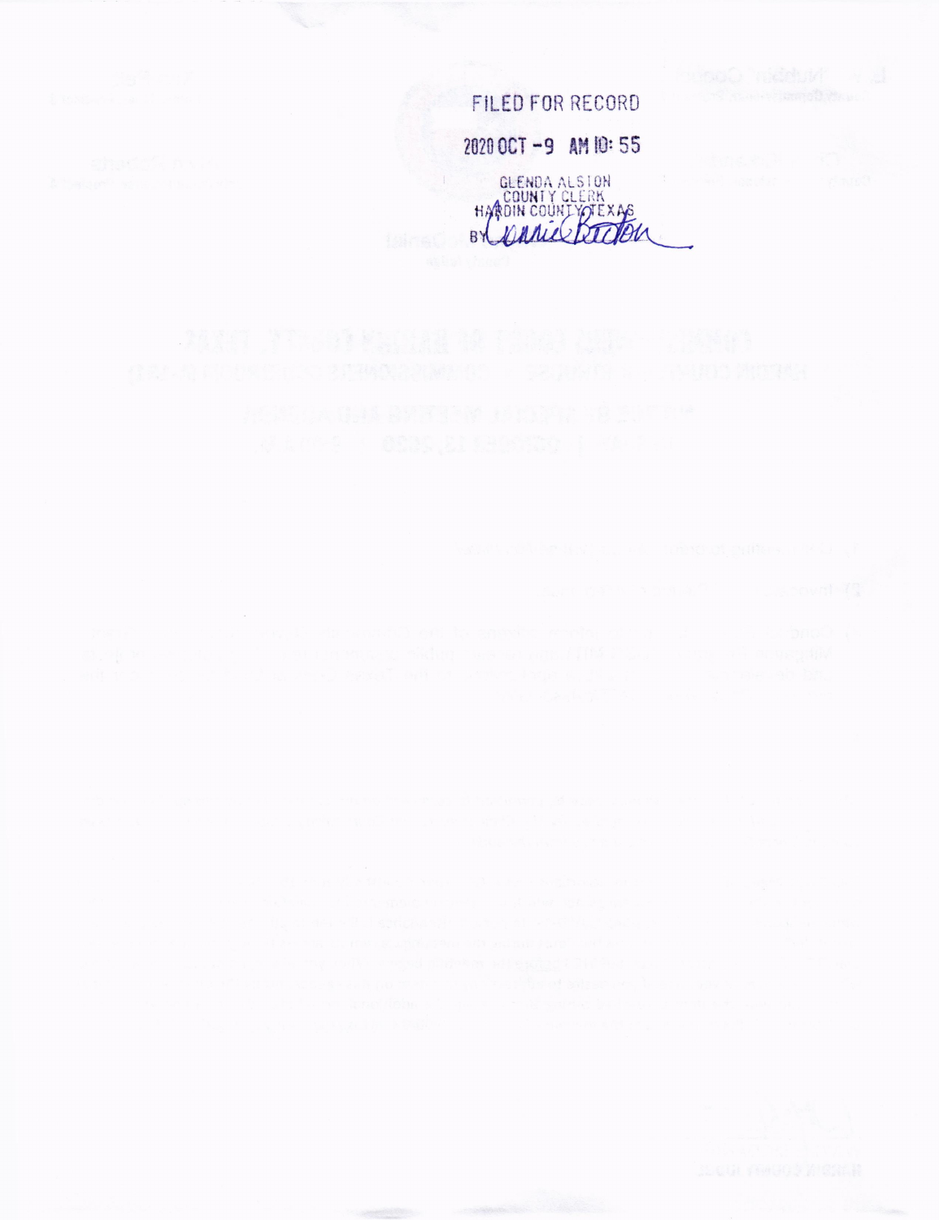FILED FOR RECORD

2020 OCT -9 AM 10: 55

GLENDA ALSTON
COUNTY CLERK
HARDIN COUNTY TEXAS
BY Connie Barton